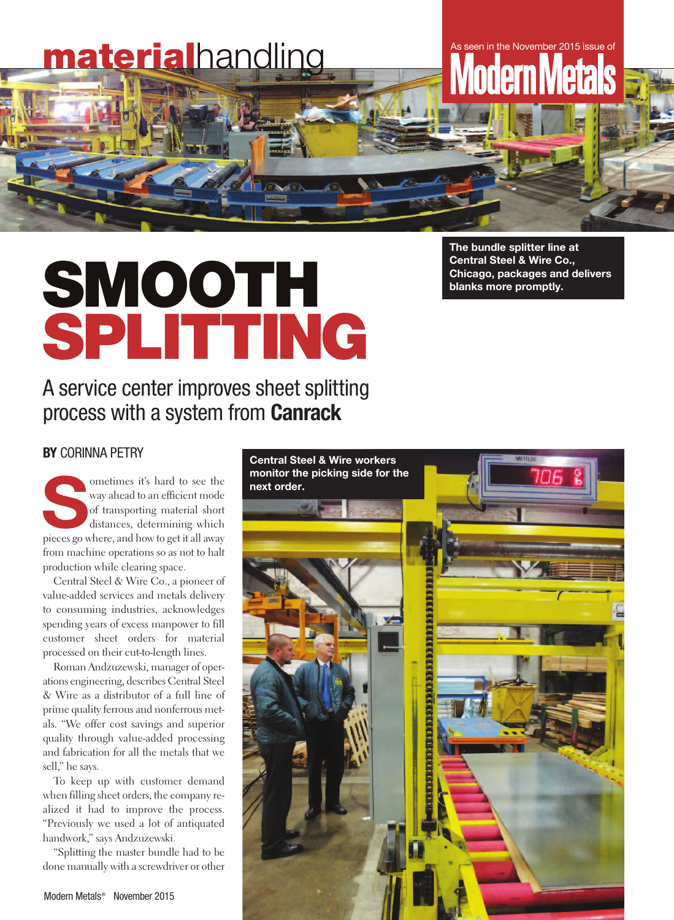materialhandling

As seen in the November 2015 issue of Modern Metals

# SMOOTH SPLITTING

## A service center improves sheet splitting process with a system from **Canrack**

The bundle splitter line at Central Steel & Wire Co., Chicago, packages and delivers blanks more promptly.

**BY** CORINNA PETRY

Sometimes it's hard to see the way ahead to an efficient mode of transporting material short distances, determining which pieces go where, and how to get it all away from machine operations so as not to halt production while clearing space.

Central Steel & Wire Co., a pioneer of value-added services and metals delivery to consuming industries, acknowledges spending years of excess manpower to fill customer sheet orders for material processed on their cut-to-length lines.

Roman Andzuzewski, manager of operations engineering, describes Central Steel & Wire as a distributor of a full line of prime quality ferrous and nonferrous metals. "We offer cost savings and superior quality through value-added processing and fabrication for all the metals that we sell," he says.

To keep up with customer demand when filling sheet orders, the company realized it had to improve the process. "Previously we used a lot of antiquated handwork," says Andzuzewski.

"Splitting the master bundle had to be done manually with a screwdriver or other

Central Steel & Wire workers monitor the picking side for the next order.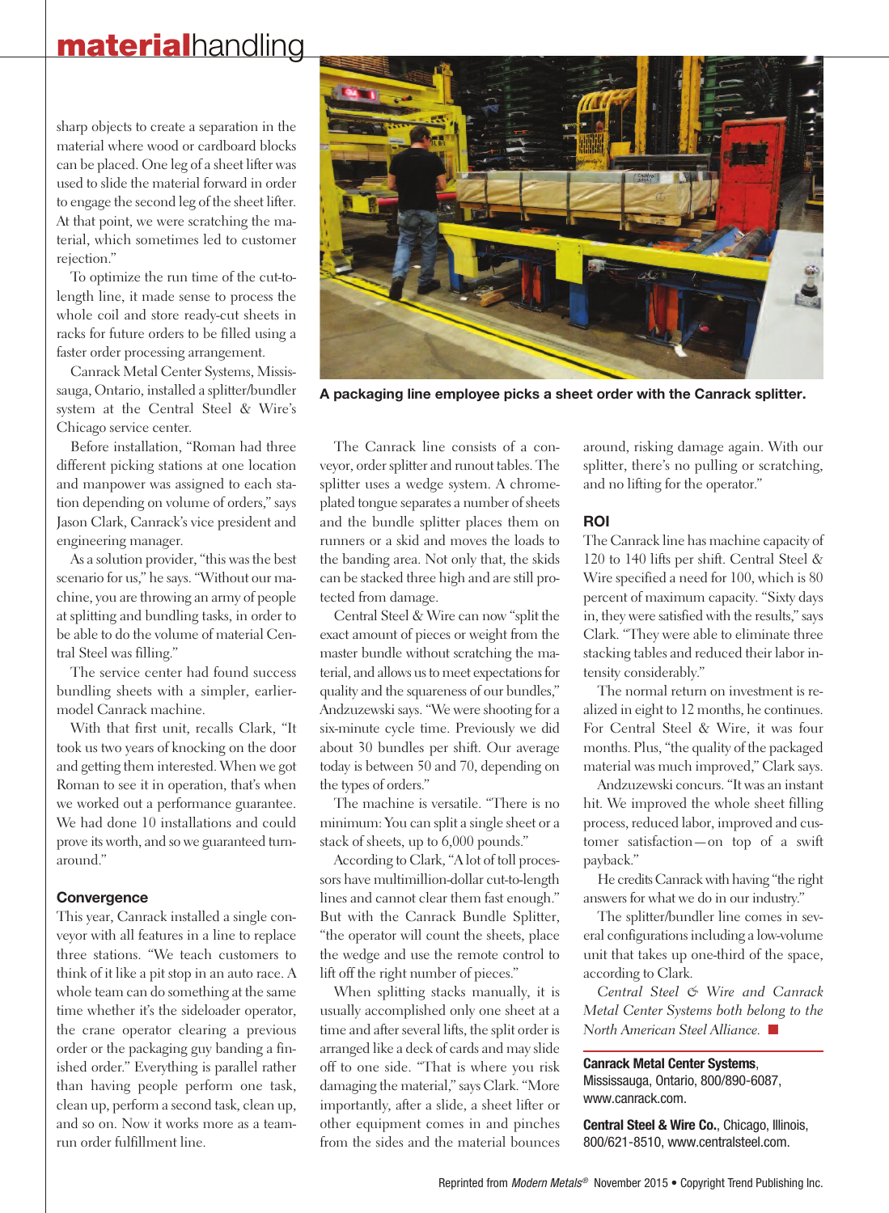sharp objects to create a separation in the material where wood or cardboard blocks can be placed. One leg of a sheet lifter was used to slide the material forward in order to engage the second leg of the sheet lifter. At that point, we were scratching the material, which sometimes led to customer rejection."

To optimize the run time of the cut-to-length line, it made sense to process the whole coil and store ready-cut sheets in racks for future orders to be filled using a faster order processing arrangement.

Canrack Metal Center Systems, Mississauga, Ontario, installed a splitter/bundler system at the Central Steel & Wire's Chicago service center.

Before installation, "Roman had three different picking stations at one location and manpower was assigned to each station depending on volume of orders," says Jason Clark, Canrack's vice president and engineering manager.

As a solution provider, "this was the best scenario for us," he says. "Without our machine, you are throwing an army of people at splitting and bundling tasks, in order to be able to do the volume of material Central Steel was filling."

The service center had found success bundling sheets with a simpler, earlier-model Canrack machine.

With that first unit, recalls Clark, "It took us two years of knocking on the door and getting them interested. When we got Roman to see it in operation, that's when we worked out a performance guarantee. We had done 10 installations and could prove its worth, and so we guaranteed turnaround."

A packaging line employee picks a sheet order with the Canrack splitter.

## Convergence

This year, Canrack installed a single conveyor with all features in a line to replace three stations. "We teach customers to think of it like a pit stop in an auto race. A whole team can do something at the same time whether it's the sideloader operator, the crane operator clearing a previous order or the packaging guy banding a finished order." Everything is parallel rather than having people perform one task, clean up, perform a second task, clean up, and so on. Now it works more as a team-run order fulfillment line.

The Canrack line consists of a conveyor, order splitter and runout tables. The splitter uses a wedge system. A chrome-plated tongue separates a number of sheets and the bundle splitter places them on runners or a skid and moves the loads to the banding area. Not only that, the skids can be stacked three high and are still protected from damage.

Central Steel & Wire can now "split the exact amount of pieces or weight from the master bundle without scratching the material, and allows us to meet expectations for quality and the squareness of our bundles," Andzuzewski says. "We were shooting for a six-minute cycle time. Previously we did about 30 bundles per shift. Our average today is between 50 and 70, depending on the types of orders."

The machine is versatile. "There is no minimum: You can split a single sheet or a stack of sheets, up to 6,000 pounds."

According to Clark, "A lot of toll processors have multimillion-dollar cut-to-length lines and cannot clear them fast enough." But with the Canrack Bundle Splitter, "the operator will count the sheets, place the wedge and use the remote control to lift off the right number of pieces."

When splitting stacks manually, it is usually accomplished only one sheet at a time and after several lifts, the split order is arranged like a deck of cards and may slide off to one side. "That is where you risk damaging the material," says Clark. "More importantly, after a slide, a sheet lifter or other equipment comes in and pinches from the sides and the material bounces around, risking damage again. With our splitter, there's no pulling or scratching, and no lifting for the operator."

## ROI

The Canrack line has machine capacity of 120 to 140 lifts per shift. Central Steel & Wire specified a need for 100, which is 80 percent of maximum capacity. "Sixty days in, they were satisfied with the results," says Clark. "They were able to eliminate three stacking tables and reduced their labor intensity considerably."

The normal return on investment is realized in eight to 12 months, he continues. For Central Steel & Wire, it was four months. Plus, "the quality of the packaged material was much improved," Clark says.

Andzuzewski concurs. "It was an instant hit. We improved the whole sheet filling process, reduced labor, improved and customer satisfaction—on top of a swift payback."

He credits Canrack with having "the right answers for what we do in our industry."

The splitter/bundler line comes in several configurations including a low-volume unit that takes up one-third of the space, according to Clark.

*Central Steel & Wire and Canrack Metal Center Systems both belong to the North American Steel Alliance.* ■

**Canrack Metal Center Systems**, Mississauga, Ontario, 800/890-6087, www.canrack.com.

**Central Steel & Wire Co.**, Chicago, Illinois, 800/621-8510, www.centralsteel.com.

Reprinted from *Modern Metals®* November 2015 • Copyright Trend Publishing Inc.